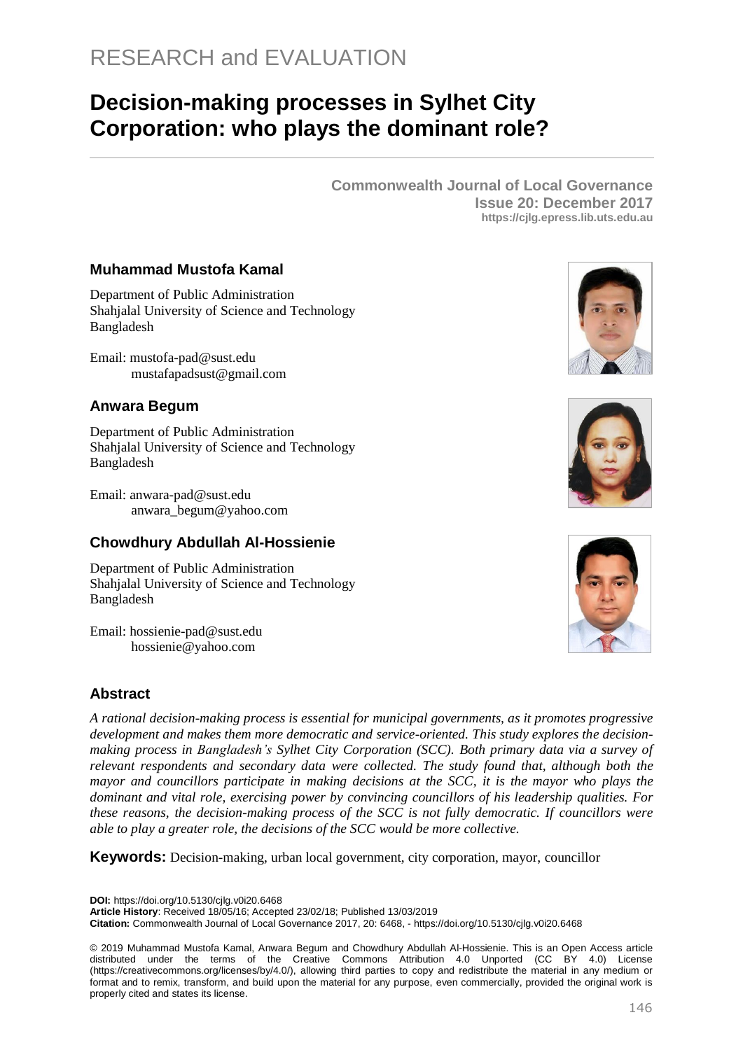RESEARCH and EVALUATION

# Decision-making processes in Sylhet City Corporation: who plays the dominant role?

**Commonwealth Journal of Local Governance**
**Issue 20: December 2017**
**https://cjlg.epress.lib.uts.edu.au**

### Muhammad Mustofa Kamal

Department of Public Administration
Shahjalal University of Science and Technology
Bangladesh

Email: mustofa-pad@sust.edu
mustafapadsust@gmail.com

### Anwara Begum

Department of Public Administration
Shahjalal University of Science and Technology
Bangladesh

Email: anwara-pad@sust.edu
anwara_begum@yahoo.com

### Chowdhury Abdullah Al-Hossienie

Department of Public Administration
Shahjalal University of Science and Technology
Bangladesh

Email: hossienie-pad@sust.edu
hossienie@yahoo.com

## Abstract

*A rational decision-making process is essential for municipal governments, as it promotes progressive development and makes them more democratic and service-oriented. This study explores the decision-making process in Bangladesh's Sylhet City Corporation (SCC). Both primary data via a survey of relevant respondents and secondary data were collected. The study found that, although both the mayor and councillors participate in making decisions at the SCC, it is the mayor who plays the dominant and vital role, exercising power by convincing councillors of his leadership qualities. For these reasons, the decision-making process of the SCC is not fully democratic. If councillors were able to play a greater role, the decisions of the SCC would be more collective.*

**Keywords:** Decision-making, urban local government, city corporation, mayor, councillor

**DOI:** https://doi.org/10.5130/cjlg.v0i20.6468
**Article History**: Received 18/05/16; Accepted 23/02/18; Published 13/03/2019
**Citation:** Commonwealth Journal of Local Governance 2017, 20: 6468, - https://doi.org/10.5130/cjlg.v0i20.6468

© 2019 Muhammad Mustofa Kamal, Anwara Begum and Chowdhury Abdullah Al-Hossienie. This is an Open Access article distributed under the terms of the Creative Commons Attribution 4.0 Unported (CC BY 4.0) License (https://creativecommons.org/licenses/by/4.0/), allowing third parties to copy and redistribute the material in any medium or format and to remix, transform, and build upon the material for any purpose, even commercially, provided the original work is properly cited and states its license.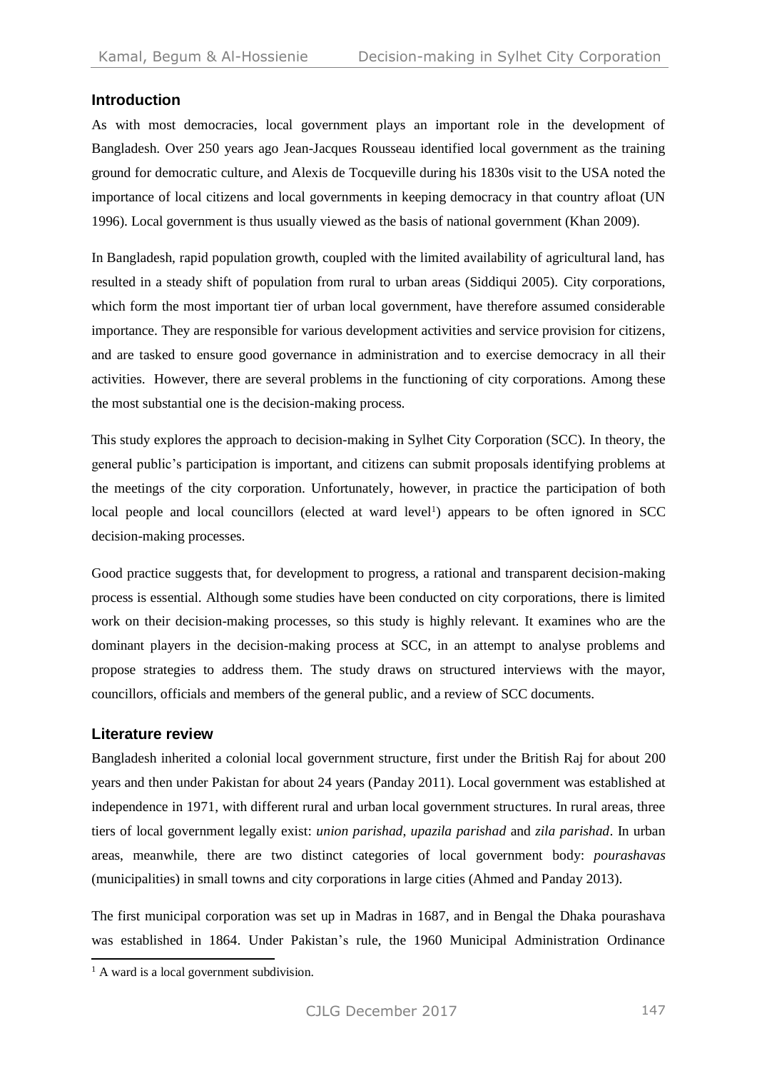## Introduction

As with most democracies, local government plays an important role in the development of Bangladesh. Over 250 years ago Jean-Jacques Rousseau identified local government as the training ground for democratic culture, and Alexis de Tocqueville during his 1830s visit to the USA noted the importance of local citizens and local governments in keeping democracy in that country afloat (UN 1996). Local government is thus usually viewed as the basis of national government (Khan 2009).

In Bangladesh, rapid population growth, coupled with the limited availability of agricultural land, has resulted in a steady shift of population from rural to urban areas (Siddiqui 2005). City corporations, which form the most important tier of urban local government, have therefore assumed considerable importance. They are responsible for various development activities and service provision for citizens, and are tasked to ensure good governance in administration and to exercise democracy in all their activities. However, there are several problems in the functioning of city corporations. Among these the most substantial one is the decision-making process.

This study explores the approach to decision-making in Sylhet City Corporation (SCC). In theory, the general public's participation is important, and citizens can submit proposals identifying problems at the meetings of the city corporation. Unfortunately, however, in practice the participation of both local people and local councillors (elected at ward level[1]) appears to be often ignored in SCC decision-making processes.

Good practice suggests that, for development to progress, a rational and transparent decision-making process is essential. Although some studies have been conducted on city corporations, there is limited work on their decision-making processes, so this study is highly relevant. It examines who are the dominant players in the decision-making process at SCC, in an attempt to analyse problems and propose strategies to address them. The study draws on structured interviews with the mayor, councillors, officials and members of the general public, and a review of SCC documents.

## Literature review

Bangladesh inherited a colonial local government structure, first under the British Raj for about 200 years and then under Pakistan for about 24 years (Panday 2011). Local government was established at independence in 1971, with different rural and urban local government structures. In rural areas, three tiers of local government legally exist: *union parishad*, *upazila parishad* and *zila parishad*. In urban areas, meanwhile, there are two distinct categories of local government body: *pourashavas* (municipalities) in small towns and city corporations in large cities (Ahmed and Panday 2013).

The first municipal corporation was set up in Madras in 1687, and in Bengal the Dhaka pourashava was established in 1864. Under Pakistan's rule, the 1960 Municipal Administration Ordinance

[1] A ward is a local government subdivision.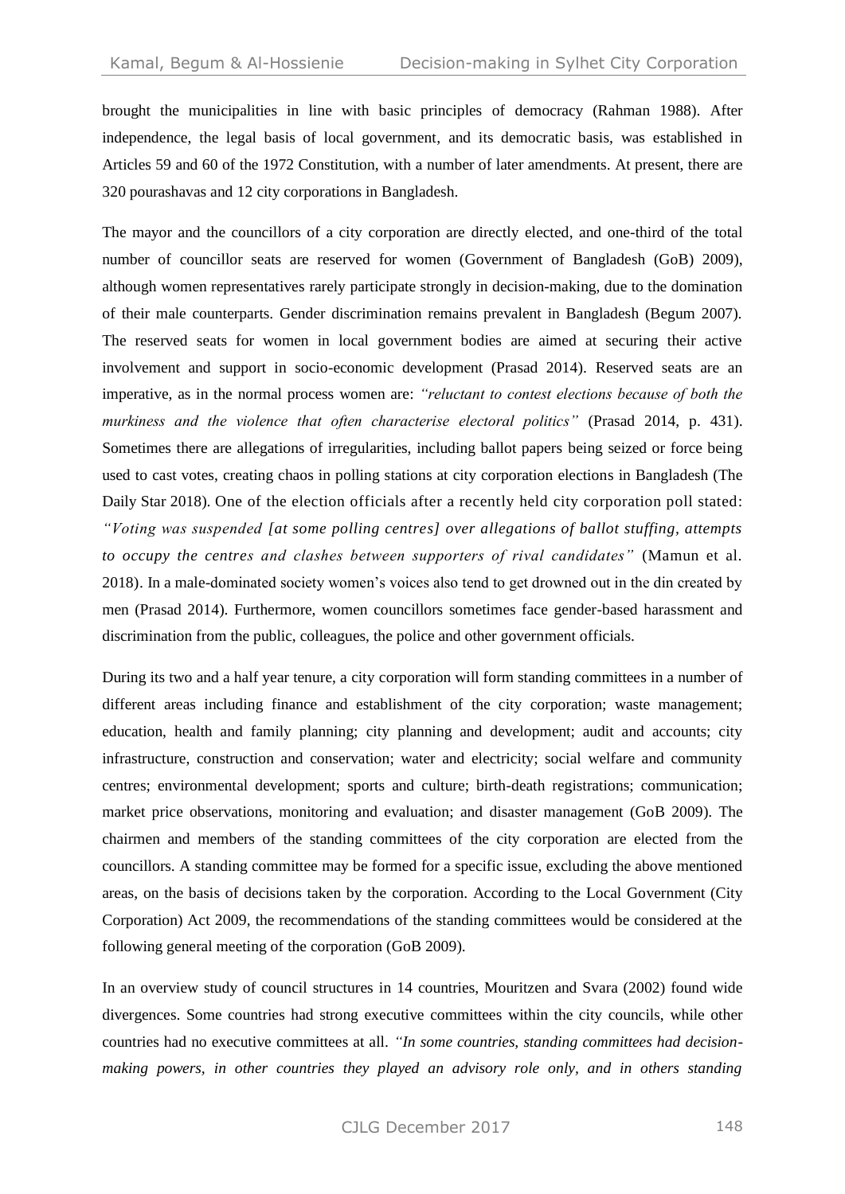brought the municipalities in line with basic principles of democracy (Rahman 1988). After independence, the legal basis of local government, and its democratic basis, was established in Articles 59 and 60 of the 1972 Constitution, with a number of later amendments. At present, there are 320 pourashavas and 12 city corporations in Bangladesh.

The mayor and the councillors of a city corporation are directly elected, and one-third of the total number of councillor seats are reserved for women (Government of Bangladesh (GoB) 2009), although women representatives rarely participate strongly in decision-making, due to the domination of their male counterparts. Gender discrimination remains prevalent in Bangladesh (Begum 2007). The reserved seats for women in local government bodies are aimed at securing their active involvement and support in socio-economic development (Prasad 2014). Reserved seats are an imperative, as in the normal process women are: *"reluctant to contest elections because of both the murkiness and the violence that often characterise electoral politics"* (Prasad 2014, p. 431). Sometimes there are allegations of irregularities, including ballot papers being seized or force being used to cast votes, creating chaos in polling stations at city corporation elections in Bangladesh (The Daily Star 2018). One of the election officials after a recently held city corporation poll stated: *"Voting was suspended [at some polling centres] over allegations of ballot stuffing, attempts to occupy the centres and clashes between supporters of rival candidates"* (Mamun et al. 2018). In a male-dominated society women's voices also tend to get drowned out in the din created by men (Prasad 2014). Furthermore, women councillors sometimes face gender-based harassment and discrimination from the public, colleagues, the police and other government officials.

During its two and a half year tenure, a city corporation will form standing committees in a number of different areas including finance and establishment of the city corporation; waste management; education, health and family planning; city planning and development; audit and accounts; city infrastructure, construction and conservation; water and electricity; social welfare and community centres; environmental development; sports and culture; birth-death registrations; communication; market price observations, monitoring and evaluation; and disaster management (GoB 2009). The chairmen and members of the standing committees of the city corporation are elected from the councillors. A standing committee may be formed for a specific issue, excluding the above mentioned areas, on the basis of decisions taken by the corporation. According to the Local Government (City Corporation) Act 2009, the recommendations of the standing committees would be considered at the following general meeting of the corporation (GoB 2009).

In an overview study of council structures in 14 countries, Mouritzen and Svara (2002) found wide divergences. Some countries had strong executive committees within the city councils, while other countries had no executive committees at all. *"In some countries, standing committees had decision-making powers, in other countries they played an advisory role only, and in others standing*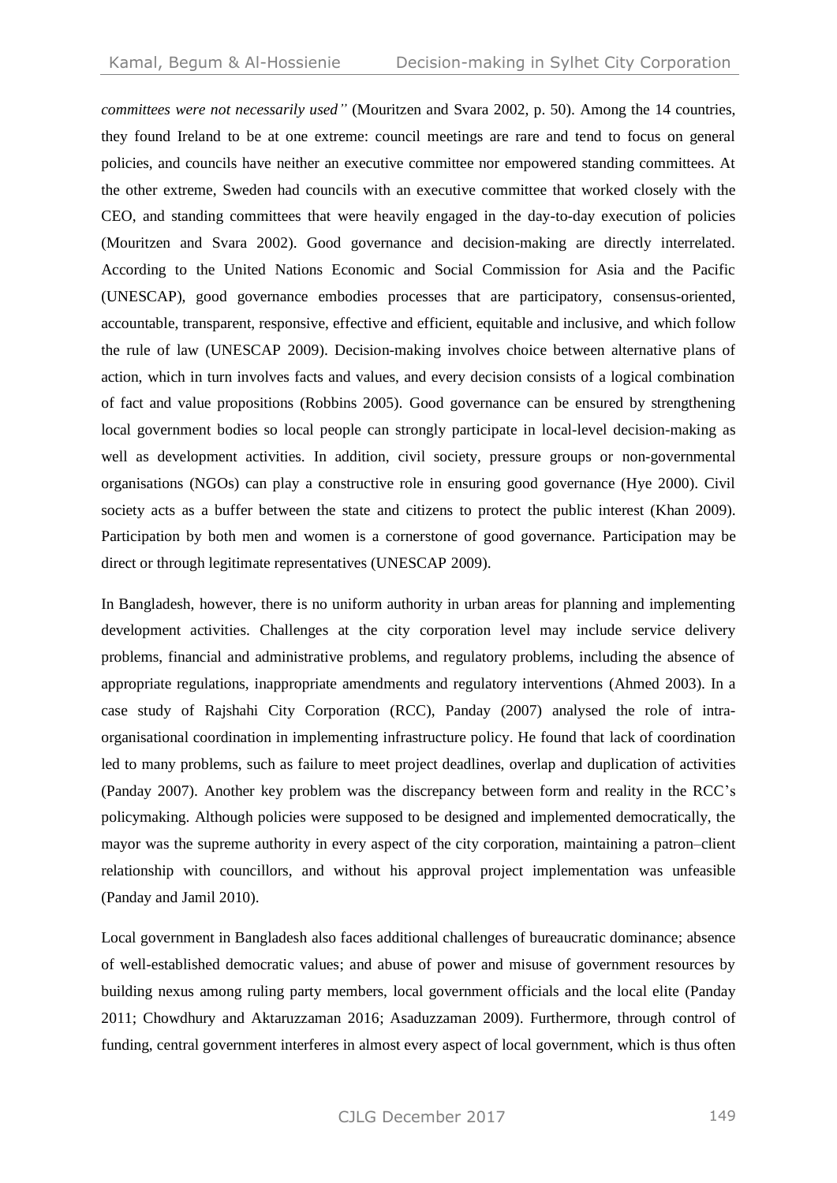*committees were not necessarily used"* (Mouritzen and Svara 2002, p. 50). Among the 14 countries, they found Ireland to be at one extreme: council meetings are rare and tend to focus on general policies, and councils have neither an executive committee nor empowered standing committees. At the other extreme, Sweden had councils with an executive committee that worked closely with the CEO, and standing committees that were heavily engaged in the day-to-day execution of policies (Mouritzen and Svara 2002). Good governance and decision-making are directly interrelated. According to the United Nations Economic and Social Commission for Asia and the Pacific (UNESCAP), good governance embodies processes that are participatory, consensus-oriented, accountable, transparent, responsive, effective and efficient, equitable and inclusive, and which follow the rule of law (UNESCAP 2009). Decision-making involves choice between alternative plans of action, which in turn involves facts and values, and every decision consists of a logical combination of fact and value propositions (Robbins 2005). Good governance can be ensured by strengthening local government bodies so local people can strongly participate in local-level decision-making as well as development activities. In addition, civil society, pressure groups or non-governmental organisations (NGOs) can play a constructive role in ensuring good governance (Hye 2000). Civil society acts as a buffer between the state and citizens to protect the public interest (Khan 2009). Participation by both men and women is a cornerstone of good governance. Participation may be direct or through legitimate representatives (UNESCAP 2009).

In Bangladesh, however, there is no uniform authority in urban areas for planning and implementing development activities. Challenges at the city corporation level may include service delivery problems, financial and administrative problems, and regulatory problems, including the absence of appropriate regulations, inappropriate amendments and regulatory interventions (Ahmed 2003). In a case study of Rajshahi City Corporation (RCC), Panday (2007) analysed the role of intra-organisational coordination in implementing infrastructure policy. He found that lack of coordination led to many problems, such as failure to meet project deadlines, overlap and duplication of activities (Panday 2007). Another key problem was the discrepancy between form and reality in the RCC's policymaking. Although policies were supposed to be designed and implemented democratically, the mayor was the supreme authority in every aspect of the city corporation, maintaining a patron–client relationship with councillors, and without his approval project implementation was unfeasible (Panday and Jamil 2010).

Local government in Bangladesh also faces additional challenges of bureaucratic dominance; absence of well-established democratic values; and abuse of power and misuse of government resources by building nexus among ruling party members, local government officials and the local elite (Panday 2011; Chowdhury and Aktaruzzaman 2016; Asaduzzaman 2009). Furthermore, through control of funding, central government interferes in almost every aspect of local government, which is thus often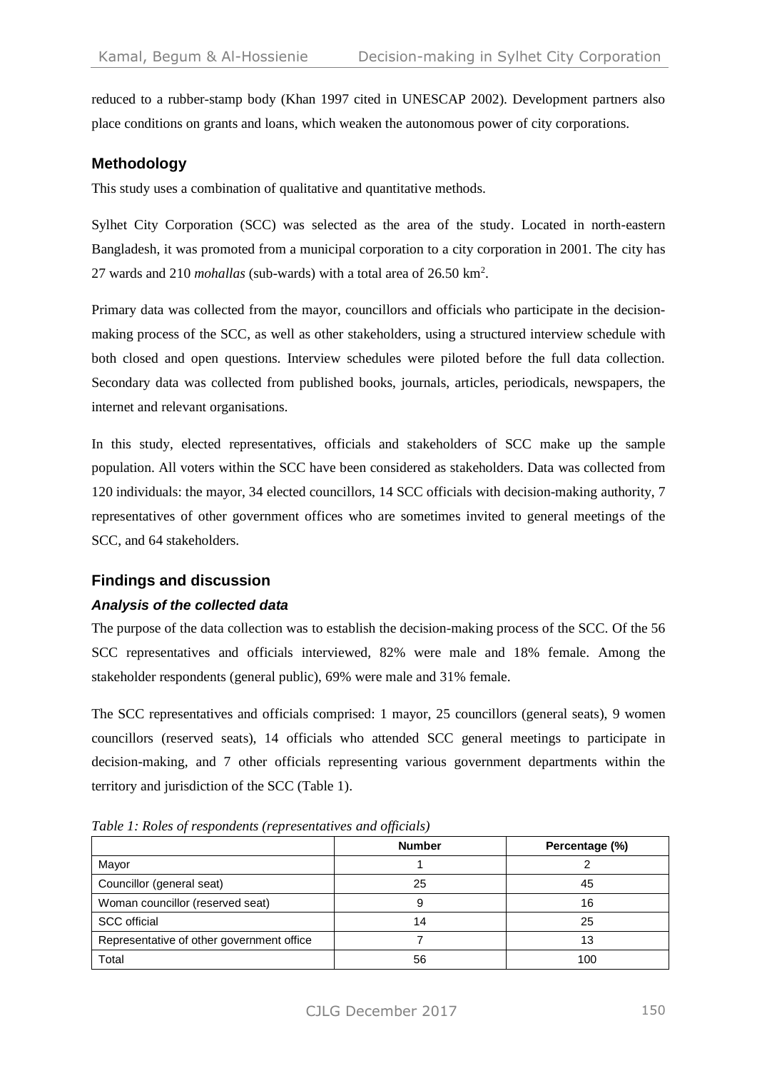reduced to a rubber-stamp body (Khan 1997 cited in UNESCAP 2002). Development partners also place conditions on grants and loans, which weaken the autonomous power of city corporations.

## Methodology

This study uses a combination of qualitative and quantitative methods.

Sylhet City Corporation (SCC) was selected as the area of the study. Located in north-eastern Bangladesh, it was promoted from a municipal corporation to a city corporation in 2001. The city has 27 wards and 210 *mohallas* (sub-wards) with a total area of 26.50 km$^2$.

Primary data was collected from the mayor, councillors and officials who participate in the decision-making process of the SCC, as well as other stakeholders, using a structured interview schedule with both closed and open questions. Interview schedules were piloted before the full data collection. Secondary data was collected from published books, journals, articles, periodicals, newspapers, the internet and relevant organisations.

In this study, elected representatives, officials and stakeholders of SCC make up the sample population. All voters within the SCC have been considered as stakeholders. Data was collected from 120 individuals: the mayor, 34 elected councillors, 14 SCC officials with decision-making authority, 7 representatives of other government offices who are sometimes invited to general meetings of the SCC, and 64 stakeholders.

## Findings and discussion

### *Analysis of the collected data*

The purpose of the data collection was to establish the decision-making process of the SCC. Of the 56 SCC representatives and officials interviewed, 82% were male and 18% female. Among the stakeholder respondents (general public), 69% were male and 31% female.

The SCC representatives and officials comprised: 1 mayor, 25 councillors (general seats), 9 women councillors (reserved seats), 14 officials who attended SCC general meetings to participate in decision-making, and 7 other officials representing various government departments within the territory and jurisdiction of the SCC (Table 1).

*Table 1: Roles of respondents (representatives and officials)*

| | Number | Percentage (%) |
|---|---|---|
| Mayor | 1 | 2 |
| Councillor (general seat) | 25 | 45 |
| Woman councillor (reserved seat) | 9 | 16 |
| SCC official | 14 | 25 |
| Representative of other government office | 7 | 13 |
| Total | 56 | 100 |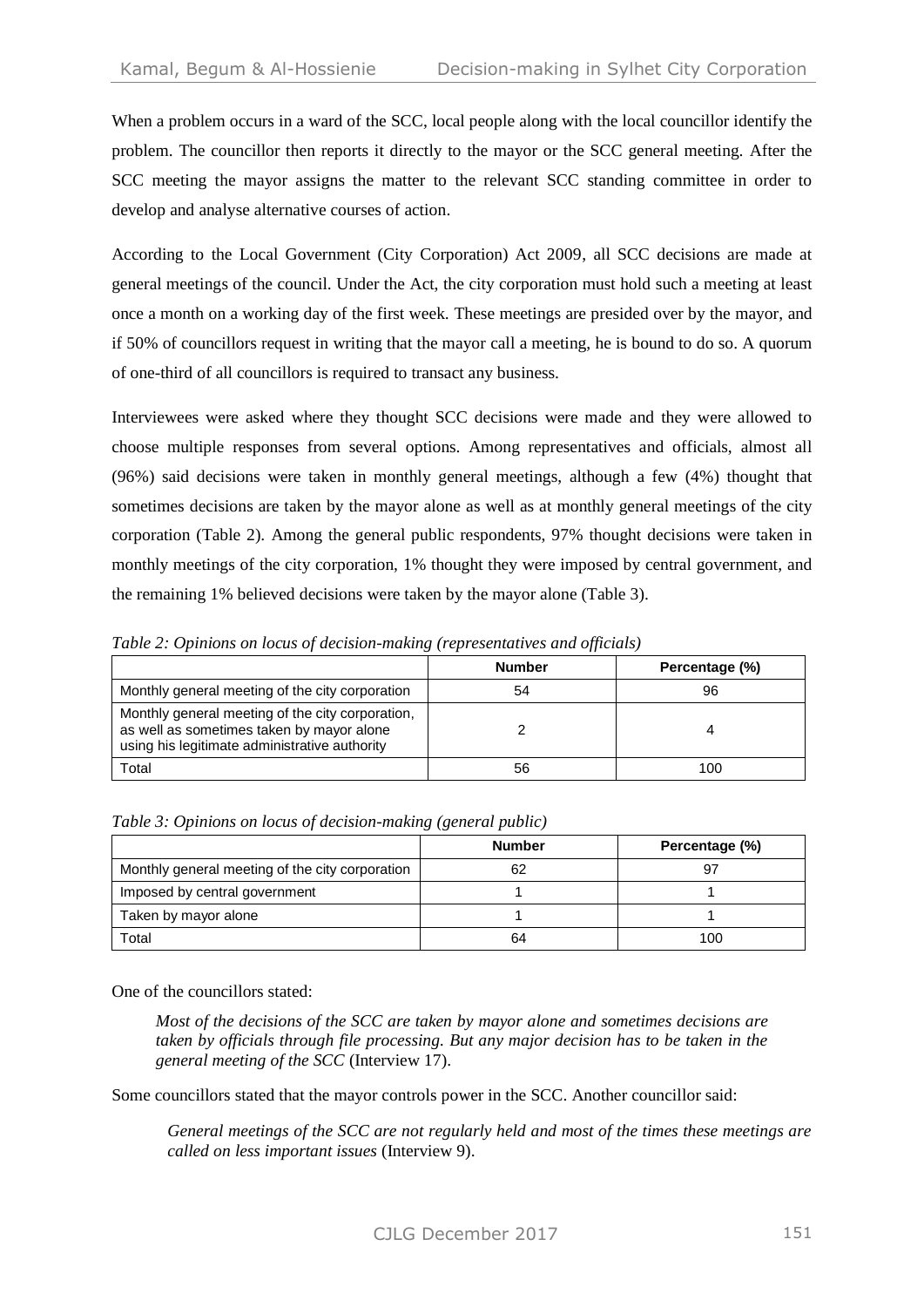When a problem occurs in a ward of the SCC, local people along with the local councillor identify the problem. The councillor then reports it directly to the mayor or the SCC general meeting. After the SCC meeting the mayor assigns the matter to the relevant SCC standing committee in order to develop and analyse alternative courses of action.

According to the Local Government (City Corporation) Act 2009, all SCC decisions are made at general meetings of the council. Under the Act, the city corporation must hold such a meeting at least once a month on a working day of the first week. These meetings are presided over by the mayor, and if 50% of councillors request in writing that the mayor call a meeting, he is bound to do so. A quorum of one-third of all councillors is required to transact any business.

Interviewees were asked where they thought SCC decisions were made and they were allowed to choose multiple responses from several options. Among representatives and officials, almost all (96%) said decisions were taken in monthly general meetings, although a few (4%) thought that sometimes decisions are taken by the mayor alone as well as at monthly general meetings of the city corporation (Table 2). Among the general public respondents, 97% thought decisions were taken in monthly meetings of the city corporation, 1% thought they were imposed by central government, and the remaining 1% believed decisions were taken by the mayor alone (Table 3).

*Table 2: Opinions on locus of decision-making (representatives and officials)*

| | Number | Percentage (%) |
|---|---|---|
| Monthly general meeting of the city corporation | 54 | 96 |
| Monthly general meeting of the city corporation, as well as sometimes taken by mayor alone using his legitimate administrative authority | 2 | 4 |
| Total | 56 | 100 |

*Table 3: Opinions on locus of decision-making (general public)*

| | Number | Percentage (%) |
|---|---|---|
| Monthly general meeting of the city corporation | 62 | 97 |
| Imposed by central government | 1 | 1 |
| Taken by mayor alone | 1 | 1 |
| Total | 64 | 100 |

One of the councillors stated:

> *Most of the decisions of the SCC are taken by mayor alone and sometimes decisions are taken by officials through file processing. But any major decision has to be taken in the general meeting of the SCC* (Interview 17).

Some councillors stated that the mayor controls power in the SCC. Another councillor said:

> *General meetings of the SCC are not regularly held and most of the times these meetings are called on less important issues* (Interview 9).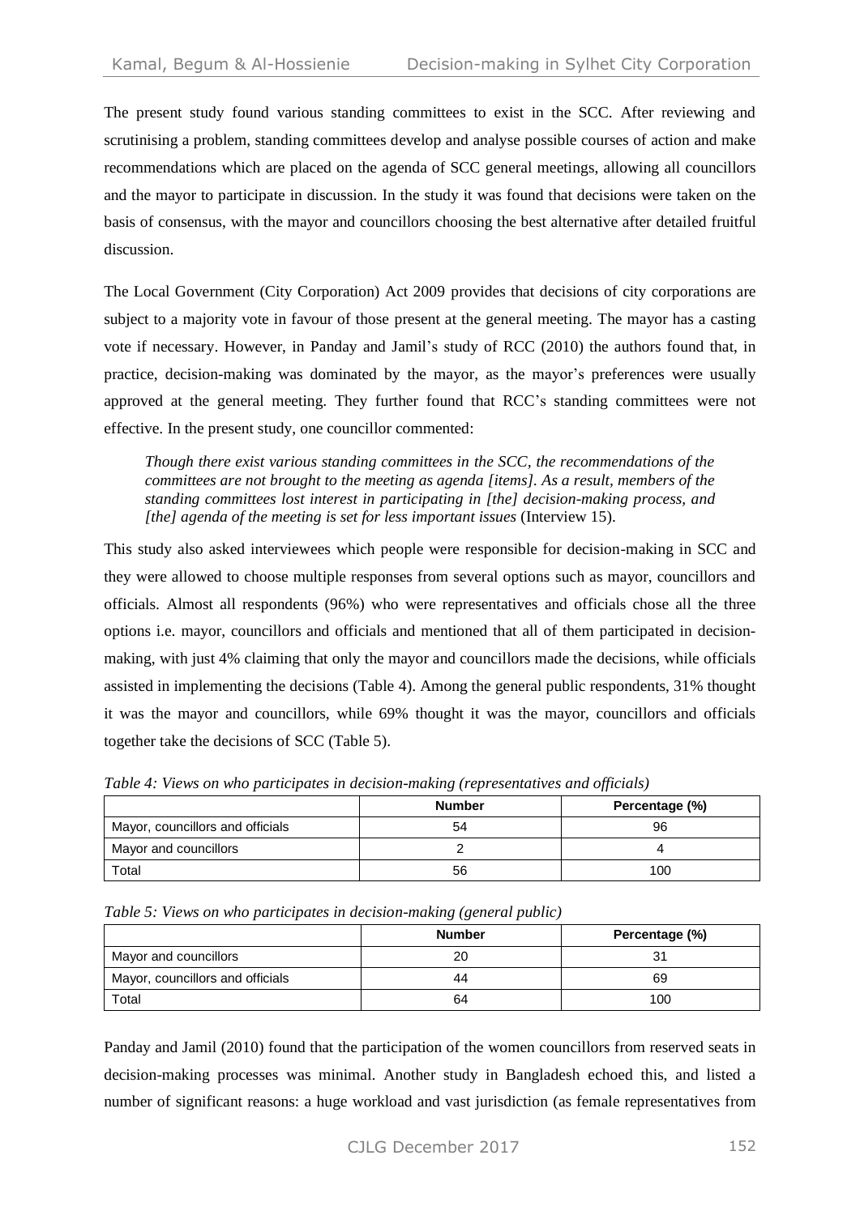The present study found various standing committees to exist in the SCC. After reviewing and scrutinising a problem, standing committees develop and analyse possible courses of action and make recommendations which are placed on the agenda of SCC general meetings, allowing all councillors and the mayor to participate in discussion. In the study it was found that decisions were taken on the basis of consensus, with the mayor and councillors choosing the best alternative after detailed fruitful discussion.

The Local Government (City Corporation) Act 2009 provides that decisions of city corporations are subject to a majority vote in favour of those present at the general meeting. The mayor has a casting vote if necessary. However, in Panday and Jamil's study of RCC (2010) the authors found that, in practice, decision-making was dominated by the mayor, as the mayor's preferences were usually approved at the general meeting. They further found that RCC's standing committees were not effective. In the present study, one councillor commented:

> *Though there exist various standing committees in the SCC, the recommendations of the committees are not brought to the meeting as agenda [items]. As a result, members of the standing committees lost interest in participating in [the] decision-making process, and [the] agenda of the meeting is set for less important issues* (Interview 15).

This study also asked interviewees which people were responsible for decision-making in SCC and they were allowed to choose multiple responses from several options such as mayor, councillors and officials. Almost all respondents (96%) who were representatives and officials chose all the three options i.e. mayor, councillors and officials and mentioned that all of them participated in decision-making, with just 4% claiming that only the mayor and councillors made the decisions, while officials assisted in implementing the decisions (Table 4). Among the general public respondents, 31% thought it was the mayor and councillors, while 69% thought it was the mayor, councillors and officials together take the decisions of SCC (Table 5).

*Table 4: Views on who participates in decision-making (representatives and officials)*

| | Number | Percentage (%) |
|---|---|---|
| Mayor, councillors and officials | 54 | 96 |
| Mayor and councillors | 2 | 4 |
| Total | 56 | 100 |

*Table 5: Views on who participates in decision-making (general public)*

| | Number | Percentage (%) |
|---|---|---|
| Mayor and councillors | 20 | 31 |
| Mayor, councillors and officials | 44 | 69 |
| Total | 64 | 100 |

Panday and Jamil (2010) found that the participation of the women councillors from reserved seats in decision-making processes was minimal. Another study in Bangladesh echoed this, and listed a number of significant reasons: a huge workload and vast jurisdiction (as female representatives from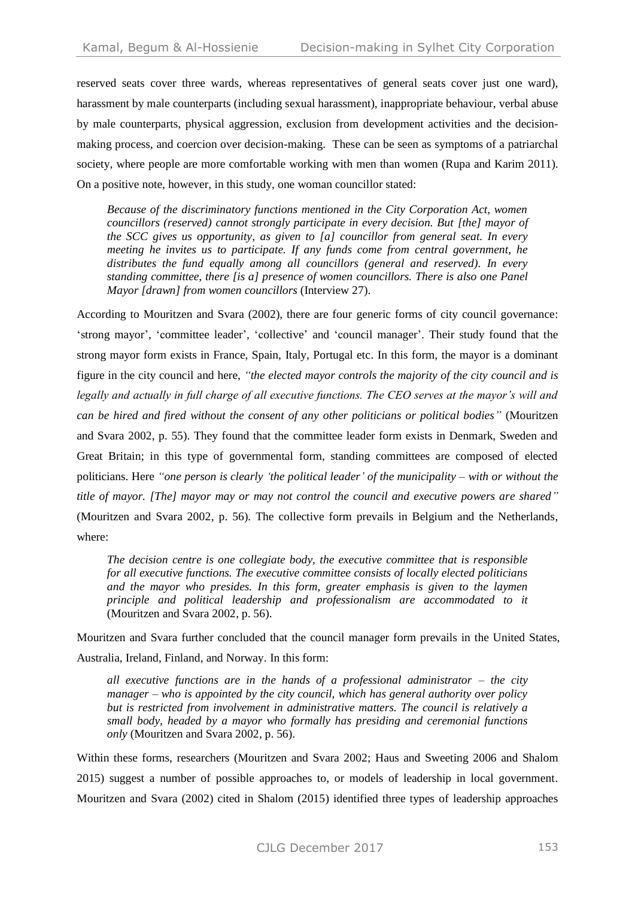reserved seats cover three wards, whereas representatives of general seats cover just one ward), harassment by male counterparts (including sexual harassment), inappropriate behaviour, verbal abuse by male counterparts, physical aggression, exclusion from development activities and the decision-making process, and coercion over decision-making. These can be seen as symptoms of a patriarchal society, where people are more comfortable working with men than women (Rupa and Karim 2011). On a positive note, however, in this study, one woman councillor stated:

> *Because of the discriminatory functions mentioned in the City Corporation Act, women councillors (reserved) cannot strongly participate in every decision. But [the] mayor of the SCC gives us opportunity, as given to [a] councillor from general seat. In every meeting he invites us to participate. If any funds come from central government, he distributes the fund equally among all councillors (general and reserved). In every standing committee, there [is a] presence of women councillors. There is also one Panel Mayor [drawn] from women councillors* (Interview 27).

According to Mouritzen and Svara (2002), there are four generic forms of city council governance: 'strong mayor', 'committee leader', 'collective' and 'council manager'. Their study found that the strong mayor form exists in France, Spain, Italy, Portugal etc. In this form, the mayor is a dominant figure in the city council and here, *"the elected mayor controls the majority of the city council and is legally and actually in full charge of all executive functions. The CEO serves at the mayor's will and can be hired and fired without the consent of any other politicians or political bodies"* (Mouritzen and Svara 2002, p. 55). They found that the committee leader form exists in Denmark, Sweden and Great Britain; in this type of governmental form, standing committees are composed of elected politicians. Here *"one person is clearly 'the political leader' of the municipality – with or without the title of mayor. [The] mayor may or may not control the council and executive powers are shared"* (Mouritzen and Svara 2002, p. 56). The collective form prevails in Belgium and the Netherlands, where:

> *The decision centre is one collegiate body, the executive committee that is responsible for all executive functions. The executive committee consists of locally elected politicians and the mayor who presides. In this form, greater emphasis is given to the laymen principle and political leadership and professionalism are accommodated to it* (Mouritzen and Svara 2002, p. 56).

Mouritzen and Svara further concluded that the council manager form prevails in the United States, Australia, Ireland, Finland, and Norway. In this form:

> *all executive functions are in the hands of a professional administrator – the city manager – who is appointed by the city council, which has general authority over policy but is restricted from involvement in administrative matters. The council is relatively a small body, headed by a mayor who formally has presiding and ceremonial functions only* (Mouritzen and Svara 2002, p. 56).

Within these forms, researchers (Mouritzen and Svara 2002; Haus and Sweeting 2006 and Shalom 2015) suggest a number of possible approaches to, or models of leadership in local government. Mouritzen and Svara (2002) cited in Shalom (2015) identified three types of leadership approaches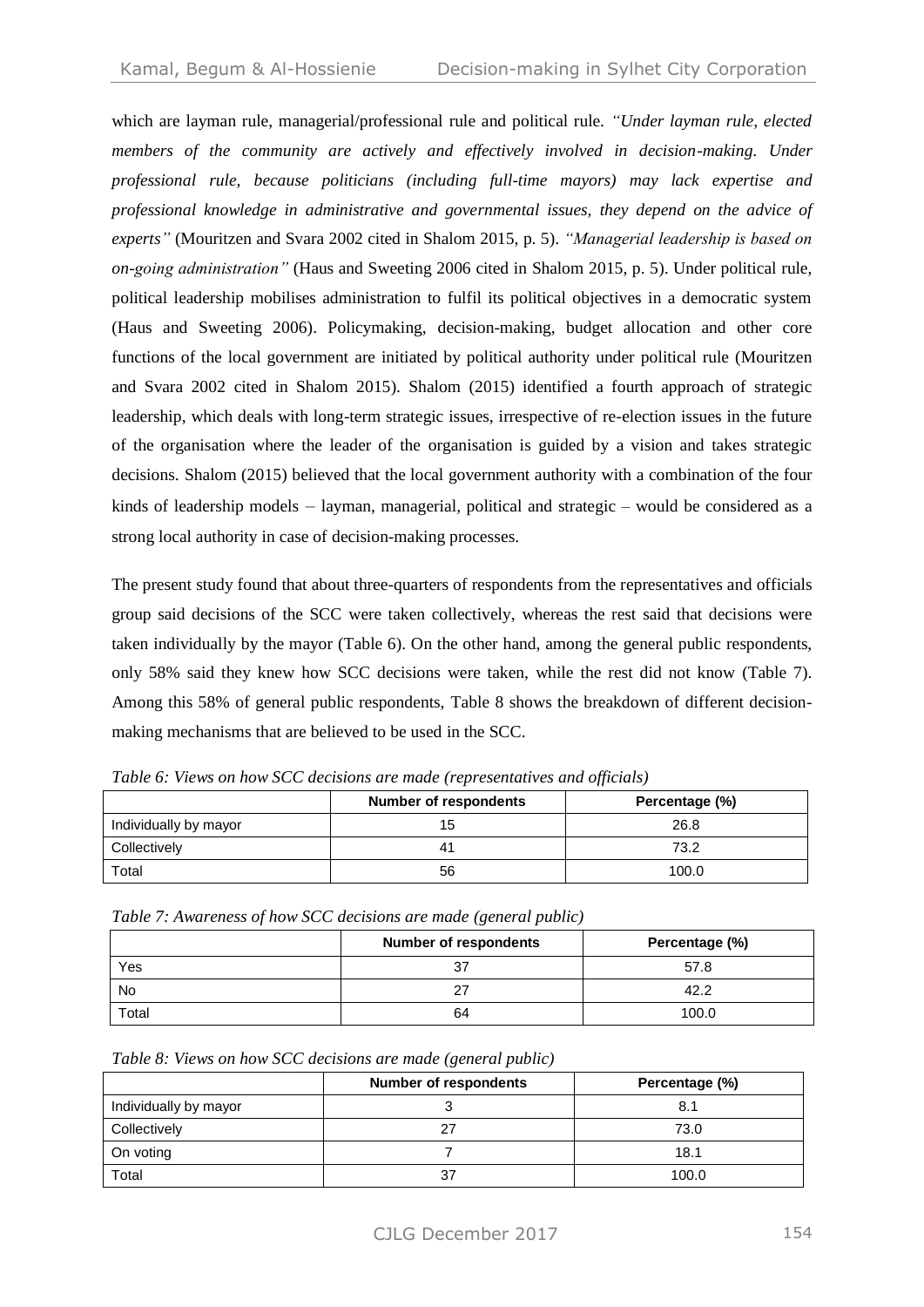which are layman rule, managerial/professional rule and political rule. *"Under layman rule, elected members of the community are actively and effectively involved in decision-making. Under professional rule, because politicians (including full-time mayors) may lack expertise and professional knowledge in administrative and governmental issues, they depend on the advice of experts"* (Mouritzen and Svara 2002 cited in Shalom 2015, p. 5). *"Managerial leadership is based on on-going administration"* (Haus and Sweeting 2006 cited in Shalom 2015, p. 5). Under political rule, political leadership mobilises administration to fulfil its political objectives in a democratic system (Haus and Sweeting 2006). Policymaking, decision-making, budget allocation and other core functions of the local government are initiated by political authority under political rule (Mouritzen and Svara 2002 cited in Shalom 2015). Shalom (2015) identified a fourth approach of strategic leadership, which deals with long-term strategic issues, irrespective of re-election issues in the future of the organisation where the leader of the organisation is guided by a vision and takes strategic decisions. Shalom (2015) believed that the local government authority with a combination of the four kinds of leadership models – layman, managerial, political and strategic – would be considered as a strong local authority in case of decision-making processes.

The present study found that about three-quarters of respondents from the representatives and officials group said decisions of the SCC were taken collectively, whereas the rest said that decisions were taken individually by the mayor (Table 6). On the other hand, among the general public respondents, only 58% said they knew how SCC decisions were taken, while the rest did not know (Table 7). Among this 58% of general public respondents, Table 8 shows the breakdown of different decision-making mechanisms that are believed to be used in the SCC.

*Table 6: Views on how SCC decisions are made (representatives and officials)*

| | Number of respondents | Percentage (%) |
|---|---|---|
| Individually by mayor | 15 | 26.8 |
| Collectively | 41 | 73.2 |
| Total | 56 | 100.0 |

*Table 7: Awareness of how SCC decisions are made (general public)*

| | Number of respondents | Percentage (%) |
|---|---|---|
| Yes | 37 | 57.8 |
| No | 27 | 42.2 |
| Total | 64 | 100.0 |

*Table 8: Views on how SCC decisions are made (general public)*

| | Number of respondents | Percentage (%) |
|---|---|---|
| Individually by mayor | 3 | 8.1 |
| Collectively | 27 | 73.0 |
| On voting | 7 | 18.1 |
| Total | 37 | 100.0 |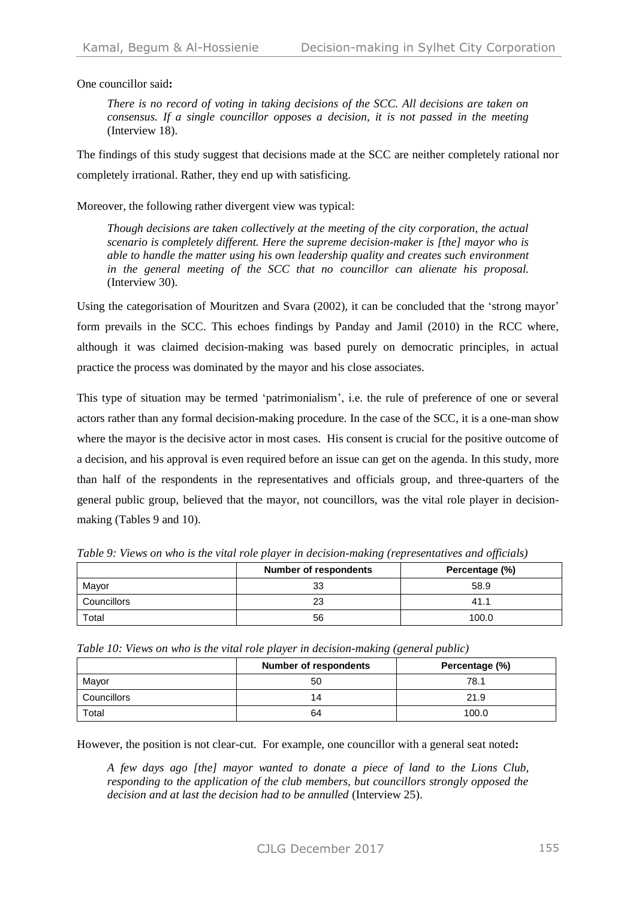One councillor said**:**

> *There is no record of voting in taking decisions of the SCC. All decisions are taken on consensus. If a single councillor opposes a decision, it is not passed in the meeting* (Interview 18).

The findings of this study suggest that decisions made at the SCC are neither completely rational nor completely irrational. Rather, they end up with satisficing.

Moreover, the following rather divergent view was typical:

> *Though decisions are taken collectively at the meeting of the city corporation, the actual scenario is completely different. Here the supreme decision-maker is [the] mayor who is able to handle the matter using his own leadership quality and creates such environment in the general meeting of the SCC that no councillor can alienate his proposal.* (Interview 30).

Using the categorisation of Mouritzen and Svara (2002), it can be concluded that the 'strong mayor' form prevails in the SCC. This echoes findings by Panday and Jamil (2010) in the RCC where, although it was claimed decision-making was based purely on democratic principles, in actual practice the process was dominated by the mayor and his close associates.

This type of situation may be termed 'patrimonialism', i.e. the rule of preference of one or several actors rather than any formal decision-making procedure. In the case of the SCC, it is a one-man show where the mayor is the decisive actor in most cases. His consent is crucial for the positive outcome of a decision, and his approval is even required before an issue can get on the agenda. In this study, more than half of the respondents in the representatives and officials group, and three-quarters of the general public group, believed that the mayor, not councillors, was the vital role player in decision-making (Tables 9 and 10).

*Table 9: Views on who is the vital role player in decision-making (representatives and officials)*

| | Number of respondents | Percentage (%) |
|---|---|---|
| Mayor | 33 | 58.9 |
| Councillors | 23 | 41.1 |
| Total | 56 | 100.0 |

*Table 10: Views on who is the vital role player in decision-making (general public)*

| | Number of respondents | Percentage (%) |
|---|---|---|
| Mayor | 50 | 78.1 |
| Councillors | 14 | 21.9 |
| Total | 64 | 100.0 |

However, the position is not clear-cut. For example, one councillor with a general seat noted**:**

> *A few days ago [the] mayor wanted to donate a piece of land to the Lions Club, responding to the application of the club members, but councillors strongly opposed the decision and at last the decision had to be annulled* (Interview 25).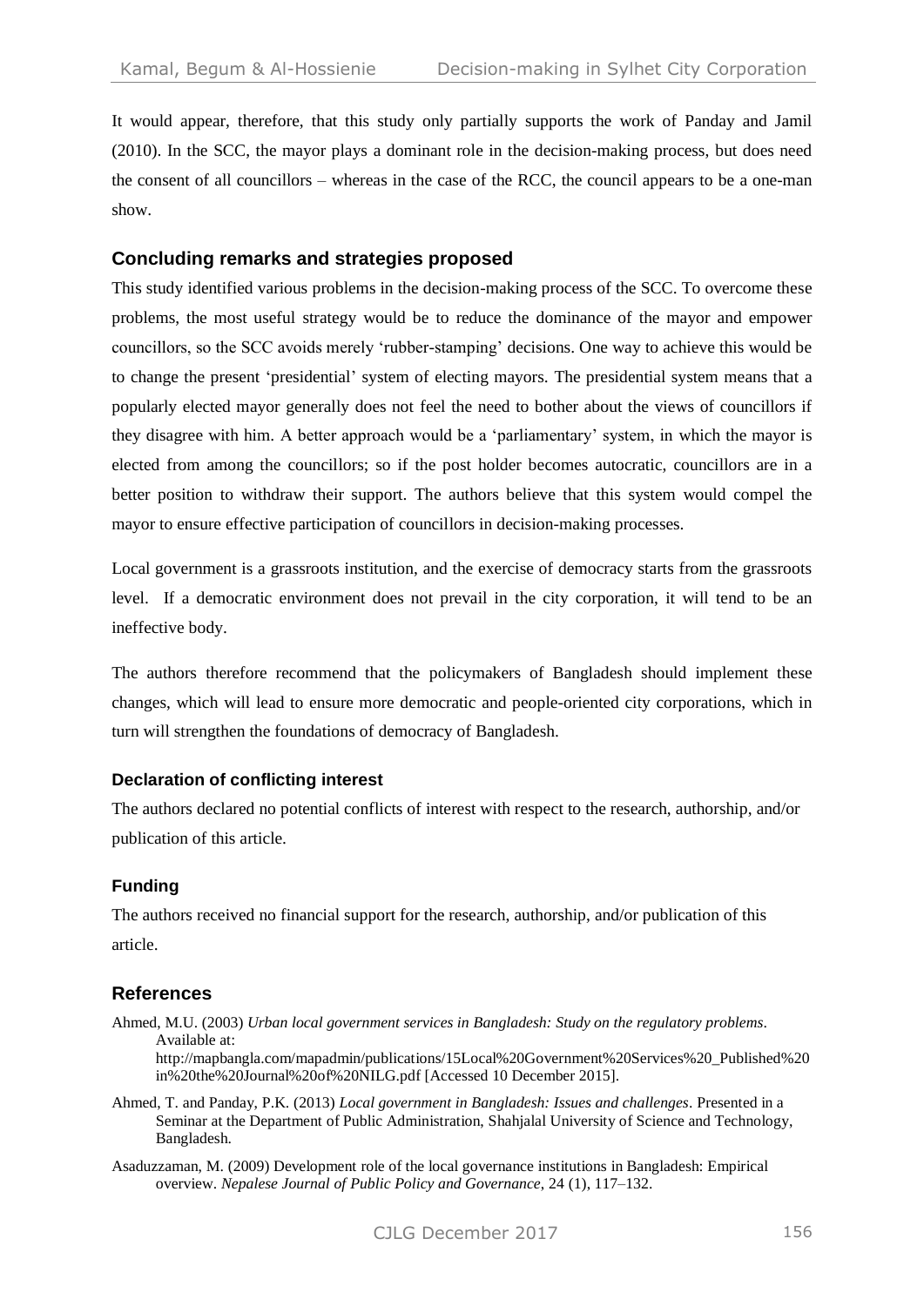It would appear, therefore, that this study only partially supports the work of Panday and Jamil (2010). In the SCC, the mayor plays a dominant role in the decision-making process, but does need the consent of all councillors – whereas in the case of the RCC, the council appears to be a one-man show.

## Concluding remarks and strategies proposed

This study identified various problems in the decision-making process of the SCC. To overcome these problems, the most useful strategy would be to reduce the dominance of the mayor and empower councillors, so the SCC avoids merely 'rubber-stamping' decisions. One way to achieve this would be to change the present 'presidential' system of electing mayors. The presidential system means that a popularly elected mayor generally does not feel the need to bother about the views of councillors if they disagree with him. A better approach would be a 'parliamentary' system, in which the mayor is elected from among the councillors; so if the post holder becomes autocratic, councillors are in a better position to withdraw their support. The authors believe that this system would compel the mayor to ensure effective participation of councillors in decision-making processes.

Local government is a grassroots institution, and the exercise of democracy starts from the grassroots level. If a democratic environment does not prevail in the city corporation, it will tend to be an ineffective body.

The authors therefore recommend that the policymakers of Bangladesh should implement these changes, which will lead to ensure more democratic and people-oriented city corporations, which in turn will strengthen the foundations of democracy of Bangladesh.

### Declaration of conflicting interest

The authors declared no potential conflicts of interest with respect to the research, authorship, and/or publication of this article.

### Funding

The authors received no financial support for the research, authorship, and/or publication of this article.

## References

Ahmed, M.U. (2003) *Urban local government services in Bangladesh: Study on the regulatory problems*. Available at: http://mapbangla.com/mapadmin/publications/15Local%20Government%20Services%20_Published%20in%20the%20Journal%20of%20NILG.pdf [Accessed 10 December 2015].

Ahmed, T. and Panday, P.K. (2013) *Local government in Bangladesh: Issues and challenges*. Presented in a Seminar at the Department of Public Administration, Shahjalal University of Science and Technology, Bangladesh.

Asaduzzaman, M. (2009) Development role of the local governance institutions in Bangladesh: Empirical overview. *Nepalese Journal of Public Policy and Governance*, 24 (1), 117–132.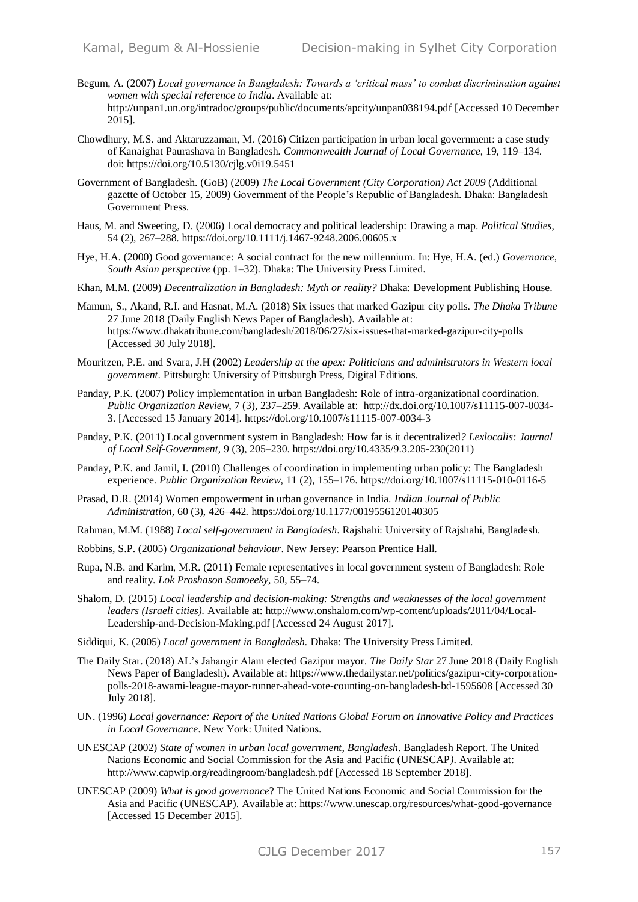Begum, A. (2007) *Local governance in Bangladesh: Towards a 'critical mass' to combat discrimination against women with special reference to India*. Available at: http://unpan1.un.org/intradoc/groups/public/documents/apcity/unpan038194.pdf [Accessed 10 December 2015].

Chowdhury, M.S. and Aktaruzzaman, M. (2016) Citizen participation in urban local government: a case study of Kanaighat Paurashava in Bangladesh. *Commonwealth Journal of Local Governance*, 19, 119–134. doi: https://doi.org/10.5130/cjlg.v0i19.5451

Government of Bangladesh. (GoB) (2009) *The Local Government (City Corporation) Act 2009* (Additional gazette of October 15, 2009) Government of the People's Republic of Bangladesh. Dhaka: Bangladesh Government Press.

Haus, M. and Sweeting, D. (2006) Local democracy and political leadership: Drawing a map. *Political Studies*, 54 (2), 267–288. https://doi.org/10.1111/j.1467-9248.2006.00605.x

Hye, H.A. (2000) Good governance: A social contract for the new millennium. In: Hye, H.A. (ed.) *Governance, South Asian perspective* (pp. 1–32). Dhaka: The University Press Limited.

Khan, M.M. (2009) *Decentralization in Bangladesh: Myth or reality?* Dhaka: Development Publishing House.

Mamun, S., Akand, R.I. and Hasnat, M.A. (2018) Six issues that marked Gazipur city polls. *The Dhaka Tribune* 27 June 2018 (Daily English News Paper of Bangladesh). Available at: https://www.dhakatribune.com/bangladesh/2018/06/27/six-issues-that-marked-gazipur-city-polls [Accessed 30 July 2018].

Mouritzen, P.E. and Svara, J.H (2002) *Leadership at the apex: Politicians and administrators in Western local government*. Pittsburgh: University of Pittsburgh Press, Digital Editions.

Panday, P.K. (2007) Policy implementation in urban Bangladesh: Role of intra-organizational coordination. *Public Organization Review*, 7 (3), 237–259. Available at: http://dx.doi.org/10.1007/s11115-007-0034-3. [Accessed 15 January 2014]. https://doi.org/10.1007/s11115-007-0034-3

Panday, P.K. (2011) Local government system in Bangladesh: How far is it decentralized*? Lexlocalis: Journal of Local Self-Government*, 9 (3), 205–230. https://doi.org/10.4335/9.3.205-230(2011)

Panday, P.K. and Jamil, I. (2010) Challenges of coordination in implementing urban policy: The Bangladesh experience. *Public Organization Review*, 11 (2), 155–176. https://doi.org/10.1007/s11115-010-0116-5

Prasad, D.R. (2014) Women empowerment in urban governance in India. *Indian Journal of Public Administration*, 60 (3), 426–442. https://doi.org/10.1177/0019556120140305

Rahman, M.M. (1988) *Local self-government in Bangladesh*. Rajshahi: University of Rajshahi, Bangladesh.

Robbins, S.P. (2005) *Organizational behaviour*. New Jersey: Pearson Prentice Hall.

Rupa, N.B. and Karim, M.R. (2011) Female representatives in local government system of Bangladesh: Role and reality. *Lok Proshason Samoeeky*, 50, 55–74.

Shalom, D. (2015) *Local leadership and decision-making: Strengths and weaknesses of the local government leaders (Israeli cities).* Available at: http://www.onshalom.com/wp-content/uploads/2011/04/Local-Leadership-and-Decision-Making.pdf [Accessed 24 August 2017].

Siddiqui, K. (2005) *Local government in Bangladesh.* Dhaka: The University Press Limited.

The Daily Star. (2018) AL's Jahangir Alam elected Gazipur mayor. *The Daily Star* 27 June 2018 (Daily English News Paper of Bangladesh). Available at: https://www.thedailystar.net/politics/gazipur-city-corporation-polls-2018-awami-league-mayor-runner-ahead-vote-counting-on-bangladesh-bd-1595608 [Accessed 30 July 2018].

UN. (1996) *Local governance: Report of the United Nations Global Forum on Innovative Policy and Practices in Local Governance*. New York: United Nations.

UNESCAP (2002) *State of women in urban local government, Bangladesh*. Bangladesh Report. The United Nations Economic and Social Commission for the Asia and Pacific (UNESCAP). Available at: http://www.capwip.org/readingroom/bangladesh.pdf [Accessed 18 September 2018].

UNESCAP (2009) *What is good governance*? The United Nations Economic and Social Commission for the Asia and Pacific (UNESCAP). Available at: https://www.unescap.org/resources/what-good-governance [Accessed 15 December 2015].